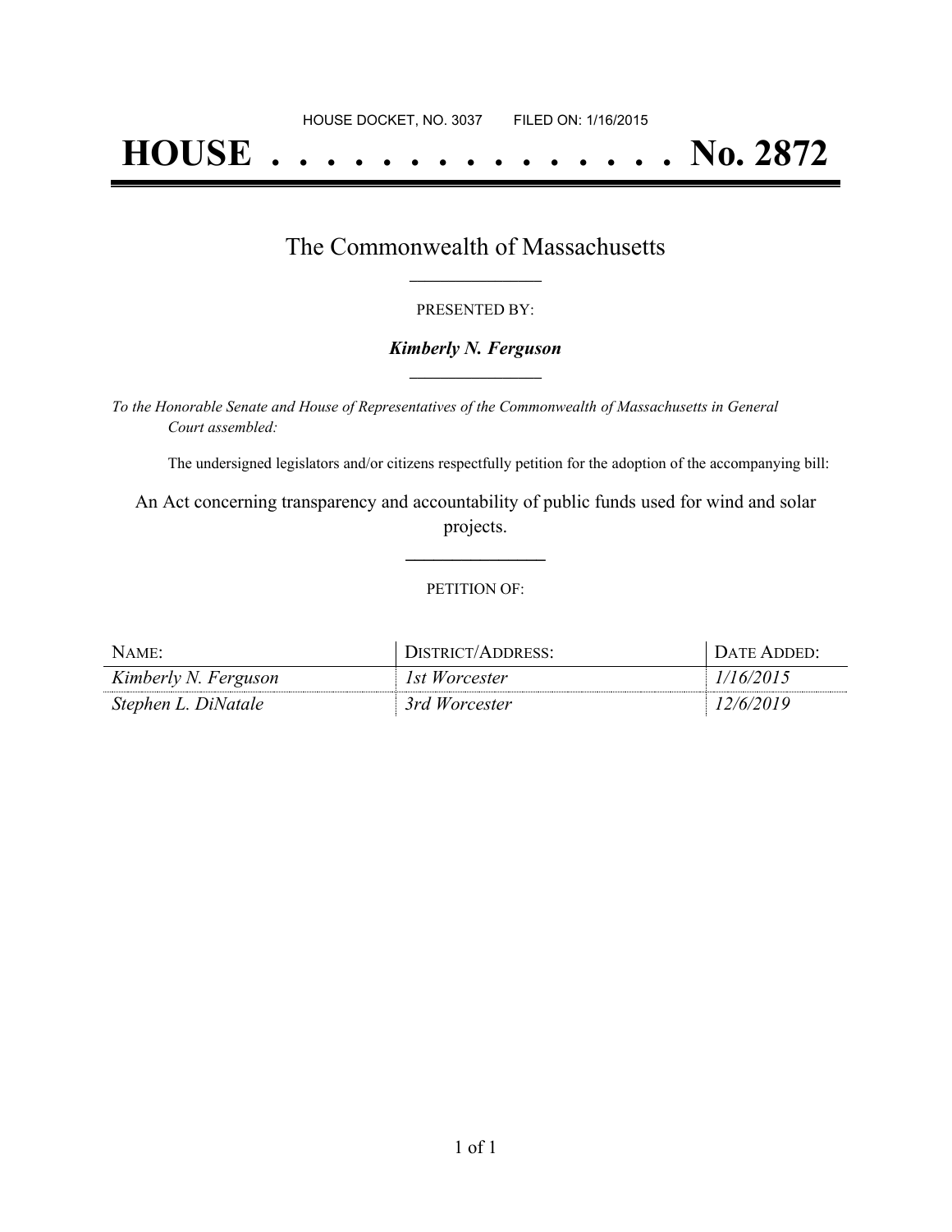HOUSE DOCKET, NO. 3037        FILED ON: 1/16/2015

# HOUSE . . . . . . . . . . . . . . . No. 2872

## The Commonwealth of Massachusetts

PRESENTED BY:

***Kimberly N. Ferguson***

*To the Honorable Senate and House of Representatives of the Commonwealth of Massachusetts in General Court assembled:*

The undersigned legislators and/or citizens respectfully petition for the adoption of the accompanying bill:

An Act concerning transparency and accountability of public funds used for wind and solar projects.

PETITION OF:

| NAME: | DISTRICT/ADDRESS: | DATE ADDED: |
|---|---|---|
| *Kimberly N. Ferguson* | *1st Worcester* | *1/16/2015* |
| *Stephen L. DiNatale* | *3rd Worcester* | *12/6/2019* |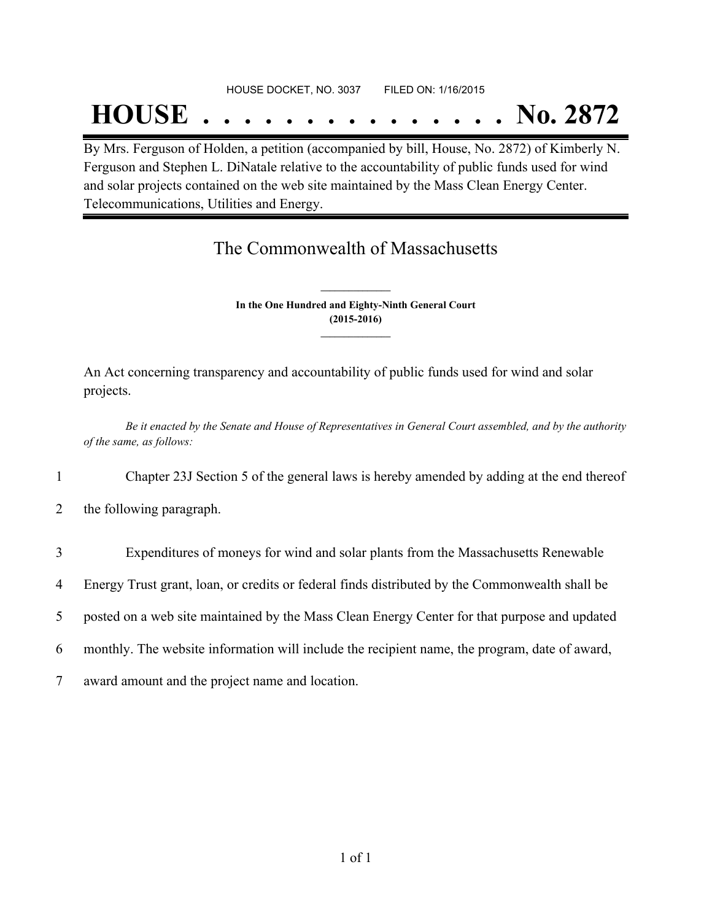HOUSE DOCKET, NO. 3037 FILED ON: 1/16/2015

# HOUSE . . . . . . . . . . . . . . . No. 2872

By Mrs. Ferguson of Holden, a petition (accompanied by bill, House, No. 2872) of Kimberly N. Ferguson and Stephen L. DiNatale relative to the accountability of public funds used for wind and solar projects contained on the web site maintained by the Mass Clean Energy Center. Telecommunications, Utilities and Energy.

## The Commonwealth of Massachusetts

**In the One Hundred and Eighty-Ninth General Court**
**(2015-2016)**

An Act concerning transparency and accountability of public funds used for wind and solar projects.

*Be it enacted by the Senate and House of Representatives in General Court assembled, and by the authority of the same, as follows:*

1 Chapter 23J Section 5 of the general laws is hereby amended by adding at the end thereof
2 the following paragraph.

3 Expenditures of moneys for wind and solar plants from the Massachusetts Renewable
4 Energy Trust grant, loan, or credits or federal finds distributed by the Commonwealth shall be
5 posted on a web site maintained by the Mass Clean Energy Center for that purpose and updated
6 monthly. The website information will include the recipient name, the program, date of award,
7 award amount and the project name and location.